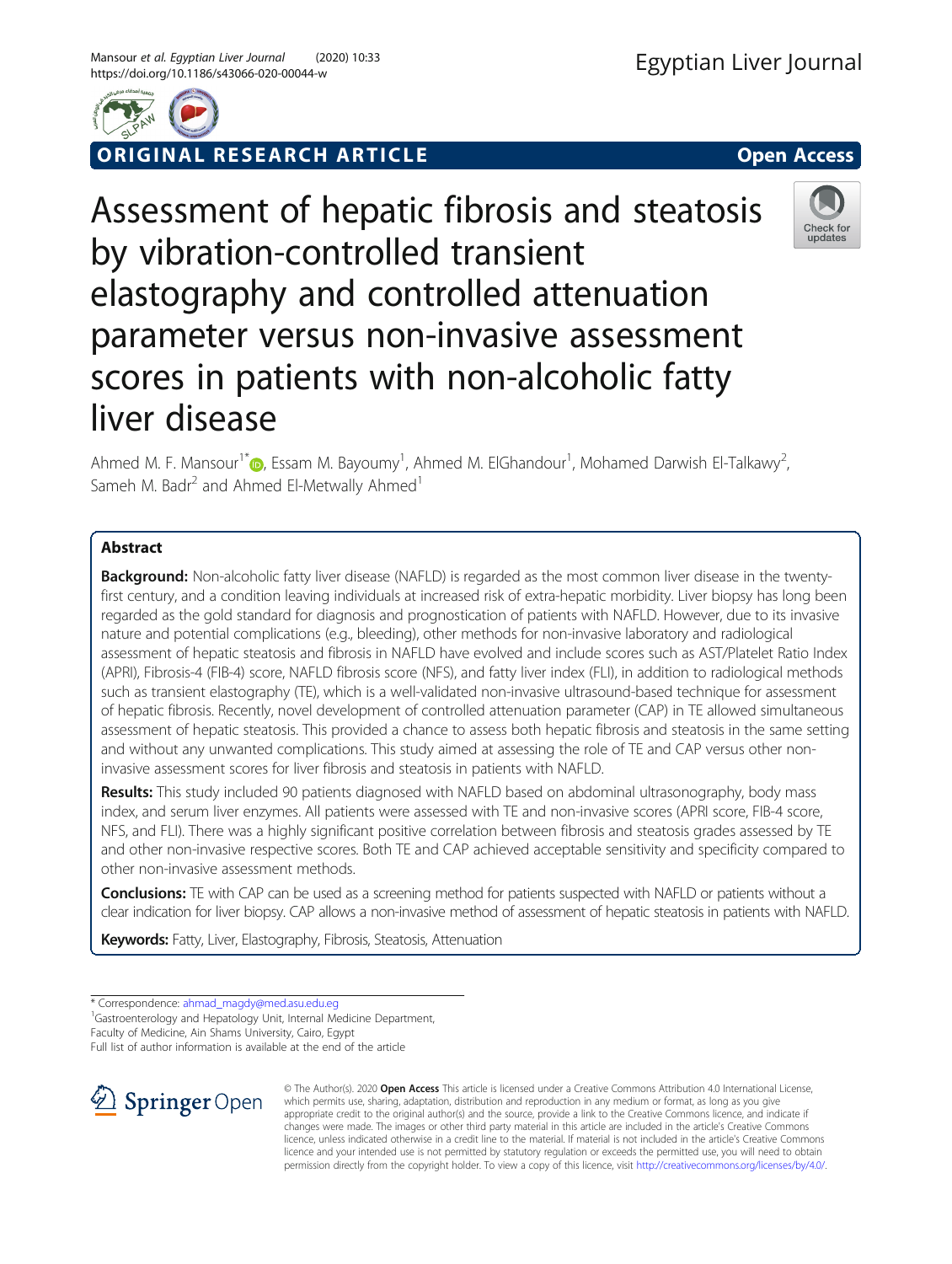ORIGINAL RESEARCH ARTICLE

Open Access

# Assessment of hepatic fibrosis and steatosis by vibration-controlled transient elastography and controlled attenuation parameter versus non-invasive assessment scores in patients with non-alcoholic fatty liver disease

Ahmed M. F. Mansour[1*], Essam M. Bayoumy[1], Ahmed M. ElGhandour[1], Mohamed Darwish El-Talkawy[2], Sameh M. Badr[2] and Ahmed El-Metwally Ahmed[1]

## Abstract

**Background:** Non-alcoholic fatty liver disease (NAFLD) is regarded as the most common liver disease in the twenty-first century, and a condition leaving individuals at increased risk of extra-hepatic morbidity. Liver biopsy has long been regarded as the gold standard for diagnosis and prognostication of patients with NAFLD. However, due to its invasive nature and potential complications (e.g., bleeding), other methods for non-invasive laboratory and radiological assessment of hepatic steatosis and fibrosis in NAFLD have evolved and include scores such as AST/Platelet Ratio Index (APRI), Fibrosis-4 (FIB-4) score, NAFLD fibrosis score (NFS), and fatty liver index (FLI), in addition to radiological methods such as transient elastography (TE), which is a well-validated non-invasive ultrasound-based technique for assessment of hepatic fibrosis. Recently, novel development of controlled attenuation parameter (CAP) in TE allowed simultaneous assessment of hepatic steatosis. This provided a chance to assess both hepatic fibrosis and steatosis in the same setting and without any unwanted complications. This study aimed at assessing the role of TE and CAP versus other non-invasive assessment scores for liver fibrosis and steatosis in patients with NAFLD.

**Results:** This study included 90 patients diagnosed with NAFLD based on abdominal ultrasonography, body mass index, and serum liver enzymes. All patients were assessed with TE and non-invasive scores (APRI score, FIB-4 score, NFS, and FLI). There was a highly significant positive correlation between fibrosis and steatosis grades assessed by TE and other non-invasive respective scores. Both TE and CAP achieved acceptable sensitivity and specificity compared to other non-invasive assessment methods.

**Conclusions:** TE with CAP can be used as a screening method for patients suspected with NAFLD or patients without a clear indication for liver biopsy. CAP allows a non-invasive method of assessment of hepatic steatosis in patients with NAFLD.

**Keywords:** Fatty, Liver, Elastography, Fibrosis, Steatosis, Attenuation

* Correspondence: ahmad_magdy@med.asu.edu.eg
[1]Gastroenterology and Hepatology Unit, Internal Medicine Department, Faculty of Medicine, Ain Shams University, Cairo, Egypt
Full list of author information is available at the end of the article

© The Author(s). 2020 **Open Access** This article is licensed under a Creative Commons Attribution 4.0 International License, which permits use, sharing, adaptation, distribution and reproduction in any medium or format, as long as you give appropriate credit to the original author(s) and the source, provide a link to the Creative Commons licence, and indicate if changes were made. The images or other third party material in this article are included in the article's Creative Commons licence, unless indicated otherwise in a credit line to the material. If material is not included in the article's Creative Commons licence and your intended use is not permitted by statutory regulation or exceeds the permitted use, you will need to obtain permission directly from the copyright holder. To view a copy of this licence, visit http://creativecommons.org/licenses/by/4.0/.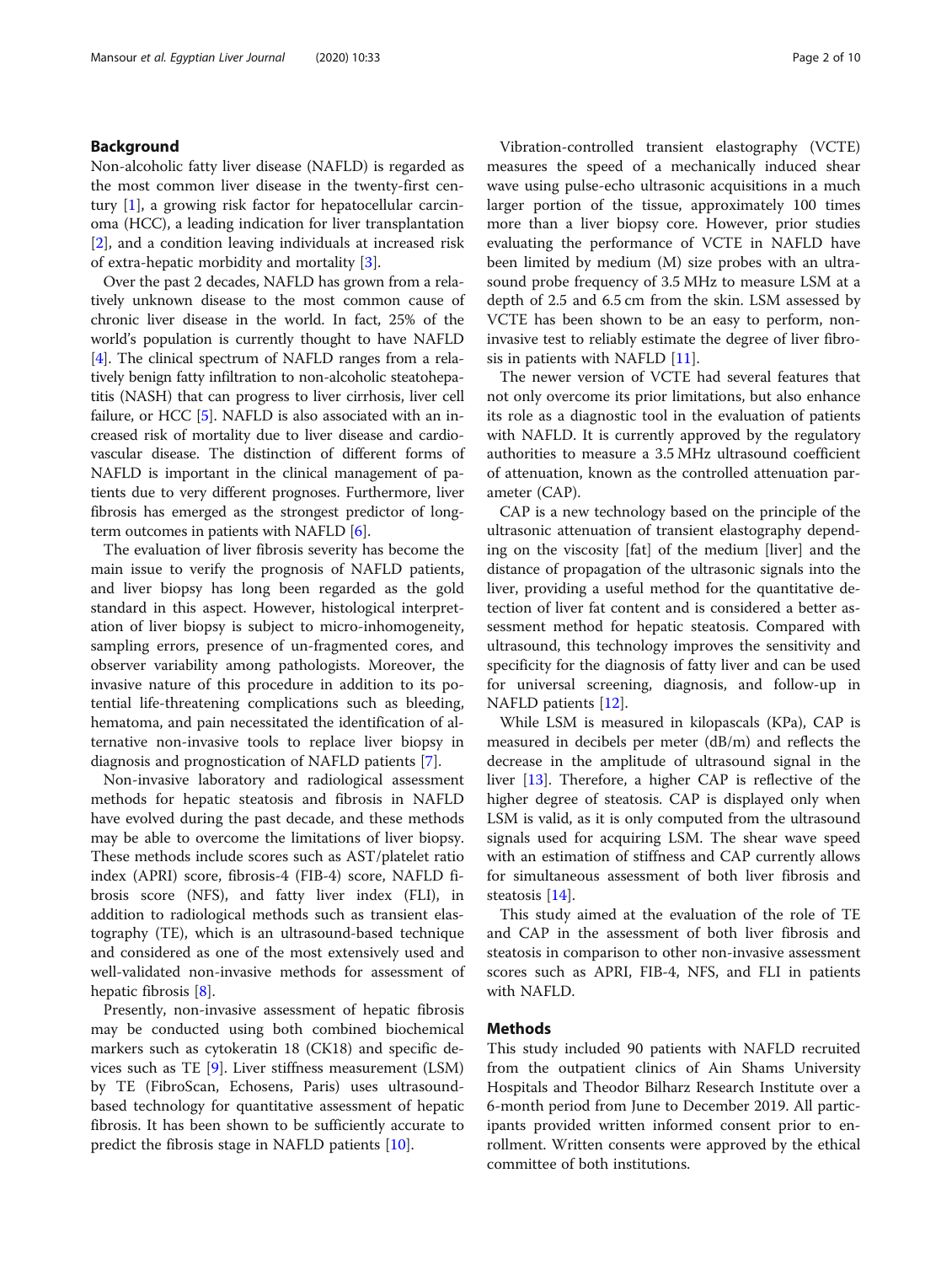## Background

Non-alcoholic fatty liver disease (NAFLD) is regarded as the most common liver disease in the twenty-first century [1], a growing risk factor for hepatocellular carcinoma (HCC), a leading indication for liver transplantation [2], and a condition leaving individuals at increased risk of extra-hepatic morbidity and mortality [3].

Over the past 2 decades, NAFLD has grown from a relatively unknown disease to the most common cause of chronic liver disease in the world. In fact, 25% of the world's population is currently thought to have NAFLD [4]. The clinical spectrum of NAFLD ranges from a relatively benign fatty infiltration to non-alcoholic steatohepatitis (NASH) that can progress to liver cirrhosis, liver cell failure, or HCC [5]. NAFLD is also associated with an increased risk of mortality due to liver disease and cardiovascular disease. The distinction of different forms of NAFLD is important in the clinical management of patients due to very different prognoses. Furthermore, liver fibrosis has emerged as the strongest predictor of long-term outcomes in patients with NAFLD [6].

The evaluation of liver fibrosis severity has become the main issue to verify the prognosis of NAFLD patients, and liver biopsy has long been regarded as the gold standard in this aspect. However, histological interpretation of liver biopsy is subject to micro-inhomogeneity, sampling errors, presence of un-fragmented cores, and observer variability among pathologists. Moreover, the invasive nature of this procedure in addition to its potential life-threatening complications such as bleeding, hematoma, and pain necessitated the identification of alternative non-invasive tools to replace liver biopsy in diagnosis and prognostication of NAFLD patients [7].

Non-invasive laboratory and radiological assessment methods for hepatic steatosis and fibrosis in NAFLD have evolved during the past decade, and these methods may be able to overcome the limitations of liver biopsy. These methods include scores such as AST/platelet ratio index (APRI) score, fibrosis-4 (FIB-4) score, NAFLD fibrosis score (NFS), and fatty liver index (FLI), in addition to radiological methods such as transient elastography (TE), which is an ultrasound-based technique and considered as one of the most extensively used and well-validated non-invasive methods for assessment of hepatic fibrosis [8].

Presently, non-invasive assessment of hepatic fibrosis may be conducted using both combined biochemical markers such as cytokeratin 18 (CK18) and specific devices such as TE [9]. Liver stiffness measurement (LSM) by TE (FibroScan, Echosens, Paris) uses ultrasound-based technology for quantitative assessment of hepatic fibrosis. It has been shown to be sufficiently accurate to predict the fibrosis stage in NAFLD patients [10].

Vibration-controlled transient elastography (VCTE) measures the speed of a mechanically induced shear wave using pulse-echo ultrasonic acquisitions in a much larger portion of the tissue, approximately 100 times more than a liver biopsy core. However, prior studies evaluating the performance of VCTE in NAFLD have been limited by medium (M) size probes with an ultrasound probe frequency of 3.5 MHz to measure LSM at a depth of 2.5 and 6.5 cm from the skin. LSM assessed by VCTE has been shown to be an easy to perform, non-invasive test to reliably estimate the degree of liver fibrosis in patients with NAFLD [11].

The newer version of VCTE had several features that not only overcome its prior limitations, but also enhance its role as a diagnostic tool in the evaluation of patients with NAFLD. It is currently approved by the regulatory authorities to measure a 3.5 MHz ultrasound coefficient of attenuation, known as the controlled attenuation parameter (CAP).

CAP is a new technology based on the principle of the ultrasonic attenuation of transient elastography depending on the viscosity [fat] of the medium [liver] and the distance of propagation of the ultrasonic signals into the liver, providing a useful method for the quantitative detection of liver fat content and is considered a better assessment method for hepatic steatosis. Compared with ultrasound, this technology improves the sensitivity and specificity for the diagnosis of fatty liver and can be used for universal screening, diagnosis, and follow-up in NAFLD patients [12].

While LSM is measured in kilopascals (KPa), CAP is measured in decibels per meter (dB/m) and reflects the decrease in the amplitude of ultrasound signal in the liver [13]. Therefore, a higher CAP is reflective of the higher degree of steatosis. CAP is displayed only when LSM is valid, as it is only computed from the ultrasound signals used for acquiring LSM. The shear wave speed with an estimation of stiffness and CAP currently allows for simultaneous assessment of both liver fibrosis and steatosis [14].

This study aimed at the evaluation of the role of TE and CAP in the assessment of both liver fibrosis and steatosis in comparison to other non-invasive assessment scores such as APRI, FIB-4, NFS, and FLI in patients with NAFLD.

## Methods

This study included 90 patients with NAFLD recruited from the outpatient clinics of Ain Shams University Hospitals and Theodor Bilharz Research Institute over a 6-month period from June to December 2019. All participants provided written informed consent prior to enrollment. Written consents were approved by the ethical committee of both institutions.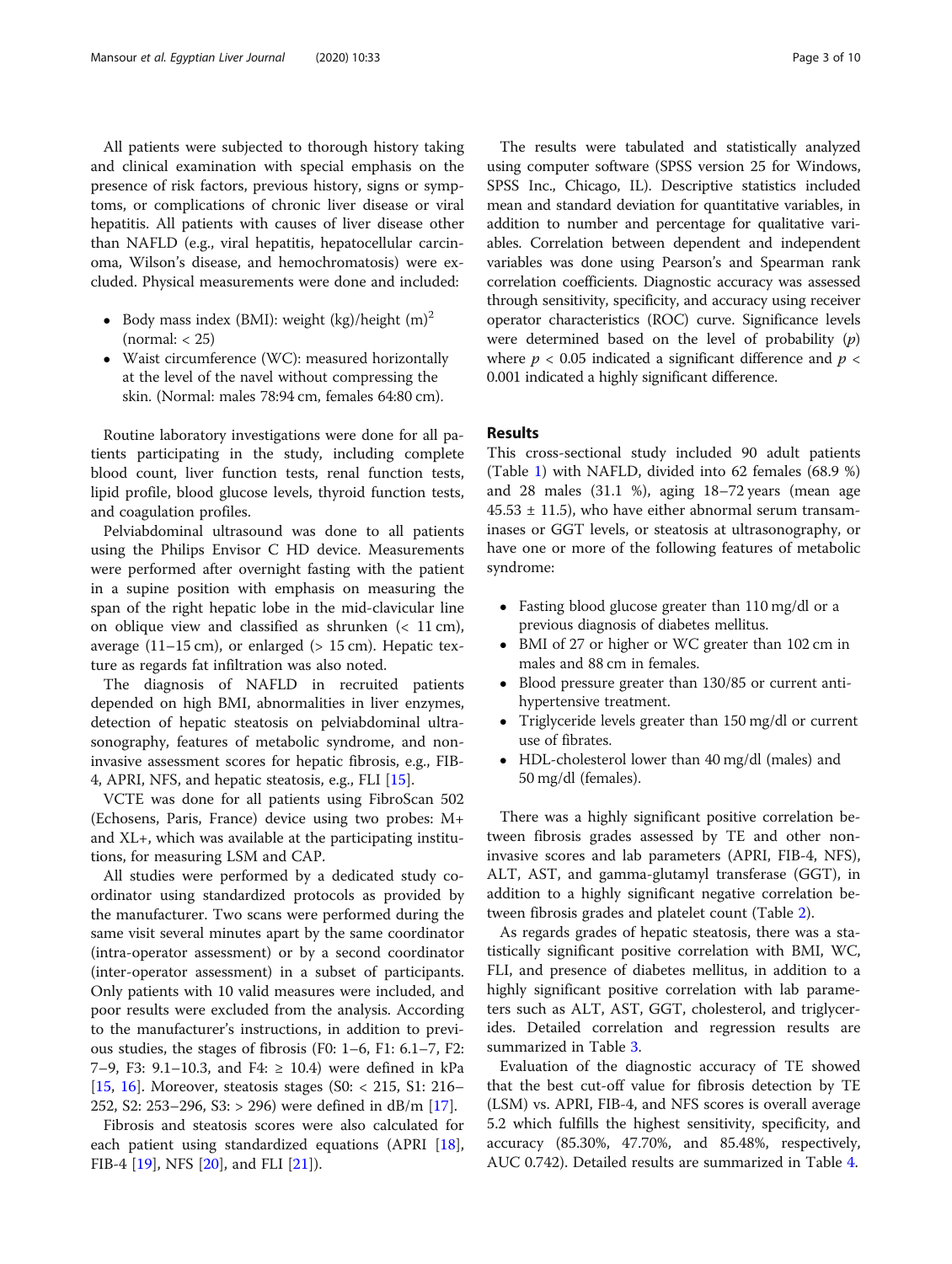All patients were subjected to thorough history taking and clinical examination with special emphasis on the presence of risk factors, previous history, signs or symptoms, or complications of chronic liver disease or viral hepatitis. All patients with causes of liver disease other than NAFLD (e.g., viral hepatitis, hepatocellular carcinoma, Wilson's disease, and hemochromatosis) were excluded. Physical measurements were done and included:

- Body mass index (BMI): weight (kg)/height $(m)^2$ (normal: < 25)
- Waist circumference (WC): measured horizontally at the level of the navel without compressing the skin. (Normal: males 78:94 cm, females 64:80 cm).

Routine laboratory investigations were done for all patients participating in the study, including complete blood count, liver function tests, renal function tests, lipid profile, blood glucose levels, thyroid function tests, and coagulation profiles.

Pelviabdominal ultrasound was done to all patients using the Philips Envisor C HD device. Measurements were performed after overnight fasting with the patient in a supine position with emphasis on measuring the span of the right hepatic lobe in the mid-clavicular line on oblique view and classified as shrunken (< 11 cm), average (11–15 cm), or enlarged (> 15 cm). Hepatic texture as regards fat infiltration was also noted.

The diagnosis of NAFLD in recruited patients depended on high BMI, abnormalities in liver enzymes, detection of hepatic steatosis on pelviabdominal ultrasonography, features of metabolic syndrome, and non-invasive assessment scores for hepatic fibrosis, e.g., FIB-4, APRI, NFS, and hepatic steatosis, e.g., FLI [15].

VCTE was done for all patients using FibroScan 502 (Echosens, Paris, France) device using two probes: M+ and XL+, which was available at the participating institutions, for measuring LSM and CAP.

All studies were performed by a dedicated study coordinator using standardized protocols as provided by the manufacturer. Two scans were performed during the same visit several minutes apart by the same coordinator (intra-operator assessment) or by a second coordinator (inter-operator assessment) in a subset of participants. Only patients with 10 valid measures were included, and poor results were excluded from the analysis. According to the manufacturer's instructions, in addition to previous studies, the stages of fibrosis (F0: 1–6, F1: 6.1–7, F2: 7–9, F3: 9.1–10.3, and F4: ≥ 10.4) were defined in kPa [15, 16]. Moreover, steatosis stages (S0: < 215, S1: 216–252, S2: 253–296, S3: > 296) were defined in dB/m [17].

Fibrosis and steatosis scores were also calculated for each patient using standardized equations (APRI [18], FIB-4 [19], NFS [20], and FLI [21]).

The results were tabulated and statistically analyzed using computer software (SPSS version 25 for Windows, SPSS Inc., Chicago, IL). Descriptive statistics included mean and standard deviation for quantitative variables, in addition to number and percentage for qualitative variables. Correlation between dependent and independent variables was done using Pearson's and Spearman rank correlation coefficients. Diagnostic accuracy was assessed through sensitivity, specificity, and accuracy using receiver operator characteristics (ROC) curve. Significance levels were determined based on the level of probability ($p$) where $p < 0.05$ indicated a significant difference and $p < 0.001$ indicated a highly significant difference.

## Results

This cross-sectional study included 90 adult patients (Table 1) with NAFLD, divided into 62 females (68.9 %) and 28 males (31.1 %), aging 18–72 years (mean age 45.53 ± 11.5), who have either abnormal serum transaminases or GGT levels, or steatosis at ultrasonography, or have one or more of the following features of metabolic syndrome:

- Fasting blood glucose greater than 110 mg/dl or a previous diagnosis of diabetes mellitus.
- BMI of 27 or higher or WC greater than 102 cm in males and 88 cm in females.
- Blood pressure greater than 130/85 or current anti-hypertensive treatment.
- Triglyceride levels greater than 150 mg/dl or current use of fibrates.
- HDL-cholesterol lower than 40 mg/dl (males) and 50 mg/dl (females).

There was a highly significant positive correlation between fibrosis grades assessed by TE and other non-invasive scores and lab parameters (APRI, FIB-4, NFS), ALT, AST, and gamma-glutamyl transferase (GGT), in addition to a highly significant negative correlation between fibrosis grades and platelet count (Table 2).

As regards grades of hepatic steatosis, there was a statistically significant positive correlation with BMI, WC, FLI, and presence of diabetes mellitus, in addition to a highly significant positive correlation with lab parameters such as ALT, AST, GGT, cholesterol, and triglycerides. Detailed correlation and regression results are summarized in Table 3.

Evaluation of the diagnostic accuracy of TE showed that the best cut-off value for fibrosis detection by TE (LSM) vs. APRI, FIB-4, and NFS scores is overall average 5.2 which fulfills the highest sensitivity, specificity, and accuracy (85.30%, 47.70%, and 85.48%, respectively, AUC 0.742). Detailed results are summarized in Table 4.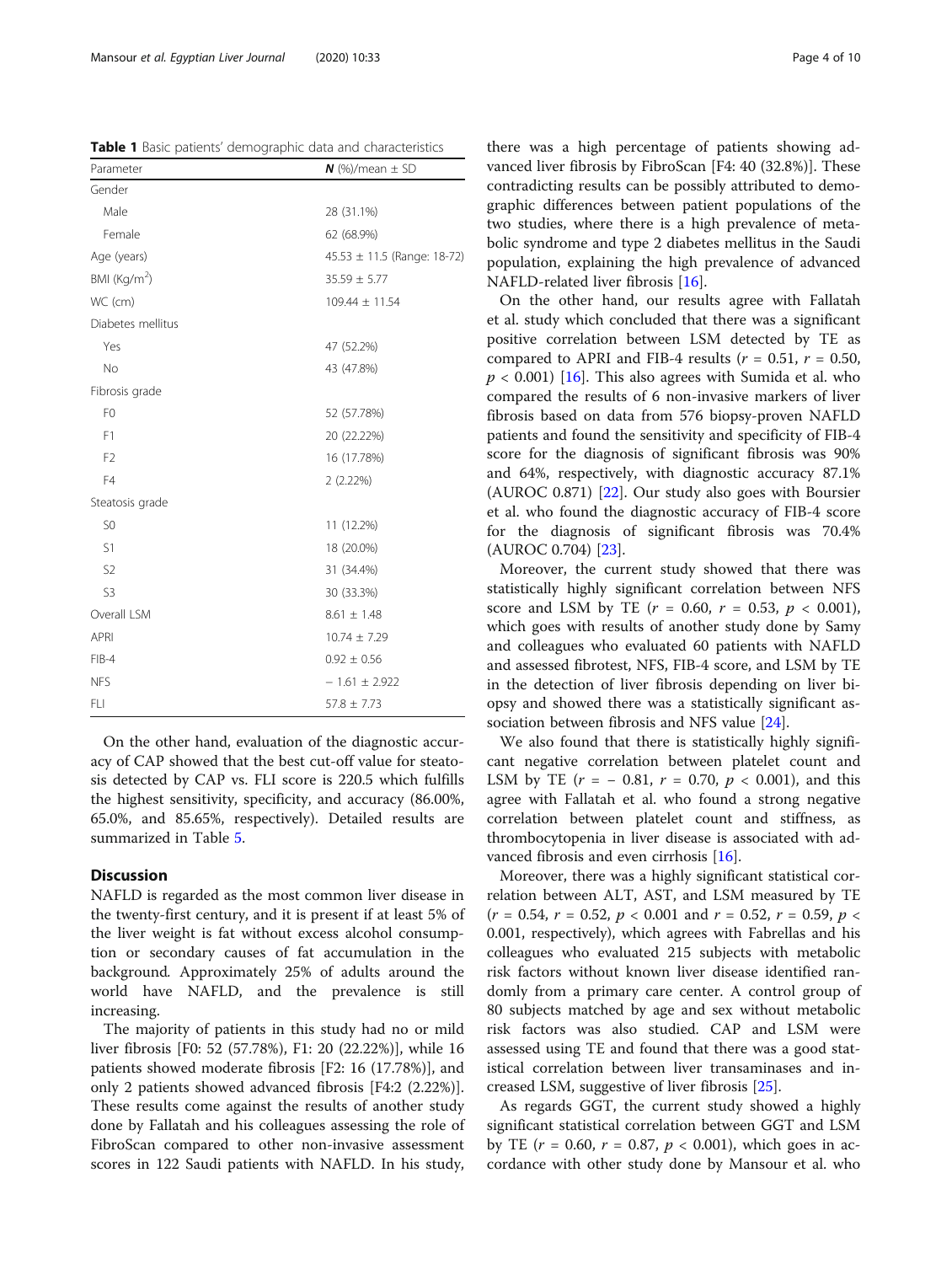**Table 1** Basic patients' demographic data and characteristics

| Parameter | ***N*** (%)/mean ± SD |
|---|---|
| Gender | |
| Male | 28 (31.1%) |
| Female | 62 (68.9%) |
| Age (years) | 45.53 ± 11.5 (Range: 18-72) |
| BMI (Kg/m$^2$) | 35.59 ± 5.77 |
| WC (cm) | 109.44 ± 11.54 |
| Diabetes mellitus | |
| Yes | 47 (52.2%) |
| No | 43 (47.8%) |
| Fibrosis grade | |
| F0 | 52 (57.78%) |
| F1 | 20 (22.22%) |
| F2 | 16 (17.78%) |
| F4 | 2 (2.22%) |
| Steatosis grade | |
| S0 | 11 (12.2%) |
| S1 | 18 (20.0%) |
| S2 | 31 (34.4%) |
| S3 | 30 (33.3%) |
| Overall LSM | 8.61 ± 1.48 |
| APRI | 10.74 ± 7.29 |
| FIB-4 | 0.92 ± 0.56 |
| NFS | − 1.61 ± 2.922 |
| FLI | 57.8 ± 7.73 |

On the other hand, evaluation of the diagnostic accuracy of CAP showed that the best cut-off value for steatosis detected by CAP vs. FLI score is 220.5 which fulfills the highest sensitivity, specificity, and accuracy (86.00%, 65.0%, and 85.65%, respectively). Detailed results are summarized in Table 5.

## Discussion

NAFLD is regarded as the most common liver disease in the twenty-first century, and it is present if at least 5% of the liver weight is fat without excess alcohol consumption or secondary causes of fat accumulation in the background. Approximately 25% of adults around the world have NAFLD, and the prevalence is still increasing.

The majority of patients in this study had no or mild liver fibrosis [F0: 52 (57.78%), F1: 20 (22.22%)], while 16 patients showed moderate fibrosis [F2: 16 (17.78%)], and only 2 patients showed advanced fibrosis [F4:2 (2.22%)]. These results come against the results of another study done by Fallatah and his colleagues assessing the role of FibroScan compared to other non-invasive assessment scores in 122 Saudi patients with NAFLD. In his study, there was a high percentage of patients showing advanced liver fibrosis by FibroScan [F4: 40 (32.8%)]. These contradicting results can be possibly attributed to demographic differences between patient populations of the two studies, where there is a high prevalence of metabolic syndrome and type 2 diabetes mellitus in the Saudi population, explaining the high prevalence of advanced NAFLD-related liver fibrosis [16].

On the other hand, our results agree with Fallatah et al. study which concluded that there was a significant positive correlation between LSM detected by TE as compared to APRI and FIB-4 results ($r$ = 0.51, $r$ = 0.50, $p$ < 0.001) [16]. This also agrees with Sumida et al. who compared the results of 6 non-invasive markers of liver fibrosis based on data from 576 biopsy-proven NAFLD patients and found the sensitivity and specificity of FIB-4 score for the diagnosis of significant fibrosis was 90% and 64%, respectively, with diagnostic accuracy 87.1% (AUROC 0.871) [22]. Our study also goes with Boursier et al. who found the diagnostic accuracy of FIB-4 score for the diagnosis of significant fibrosis was 70.4% (AUROC 0.704) [23].

Moreover, the current study showed that there was statistically highly significant correlation between NFS score and LSM by TE ($r$ = 0.60, $r$ = 0.53, $p$ < 0.001), which goes with results of another study done by Samy and colleagues who evaluated 60 patients with NAFLD and assessed fibrotest, NFS, FIB-4 score, and LSM by TE in the detection of liver fibrosis depending on liver biopsy and showed there was a statistically significant association between fibrosis and NFS value [24].

We also found that there is statistically highly significant negative correlation between platelet count and LSM by TE ($r$ = − 0.81, $r$ = 0.70, $p$ < 0.001), and this agree with Fallatah et al. who found a strong negative correlation between platelet count and stiffness, as thrombocytopenia in liver disease is associated with advanced fibrosis and even cirrhosis [16].

Moreover, there was a highly significant statistical correlation between ALT, AST, and LSM measured by TE ($r$ = 0.54, $r$ = 0.52, $p$ < 0.001 and $r$ = 0.52, $r$ = 0.59, $p$ < 0.001, respectively), which agrees with Fabrellas and his colleagues who evaluated 215 subjects with metabolic risk factors without known liver disease identified randomly from a primary care center. A control group of 80 subjects matched by age and sex without metabolic risk factors was also studied. CAP and LSM were assessed using TE and found that there was a good statistical correlation between liver transaminases and increased LSM, suggestive of liver fibrosis [25].

As regards GGT, the current study showed a highly significant statistical correlation between GGT and LSM by TE ($r$ = 0.60, $r$ = 0.87, $p$ < 0.001), which goes in accordance with other study done by Mansour et al. who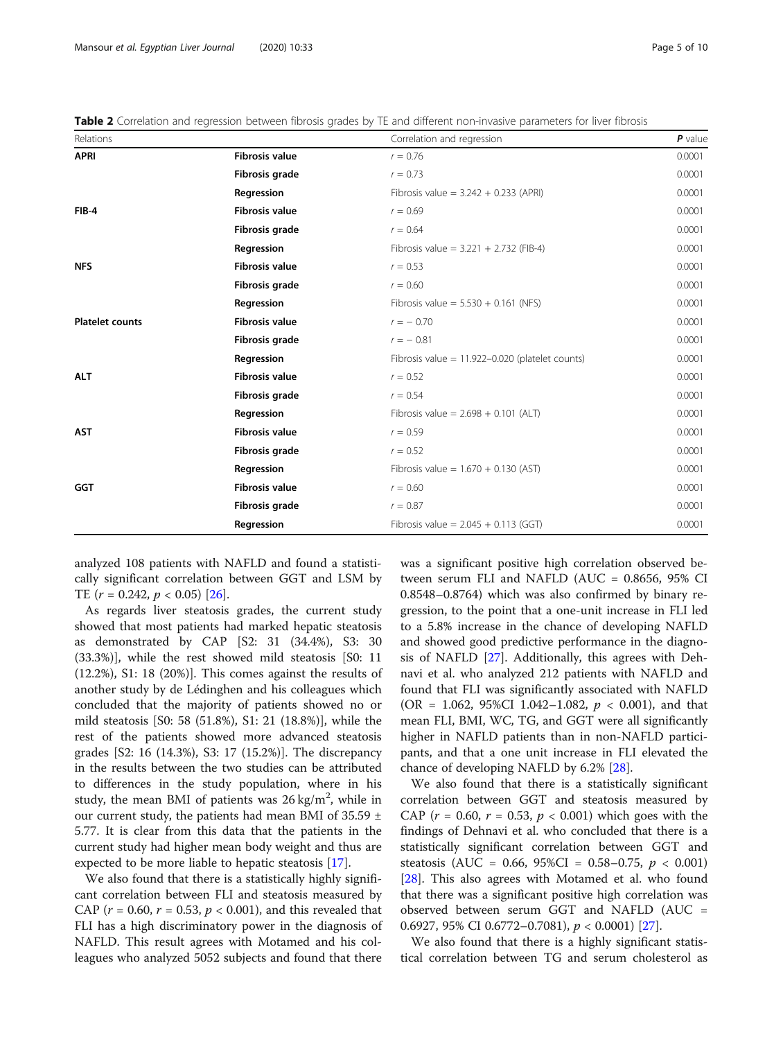**Table 2** Correlation and regression between fibrosis grades by TE and different non-invasive parameters for liver fibrosis

| Relations | | Correlation and regression | ***P*** value |
|---|---|---|---|
| **APRI** | **Fibrosis value** | $r = 0.76$ | 0.0001 |
| | **Fibrosis grade** | $r = 0.73$ | 0.0001 |
| | **Regression** | Fibrosis value = 3.242 + 0.233 (APRI) | 0.0001 |
| **FIB-4** | **Fibrosis value** | $r = 0.69$ | 0.0001 |
| | **Fibrosis grade** | $r = 0.64$ | 0.0001 |
| | **Regression** | Fibrosis value = 3.221 + 2.732 (FIB-4) | 0.0001 |
| **NFS** | **Fibrosis value** | $r = 0.53$ | 0.0001 |
| | **Fibrosis grade** | $r = 0.60$ | 0.0001 |
| | **Regression** | Fibrosis value = 5.530 + 0.161 (NFS) | 0.0001 |
| **Platelet counts** | **Fibrosis value** | $r = -0.70$ | 0.0001 |
| | **Fibrosis grade** | $r = -0.81$ | 0.0001 |
| | **Regression** | Fibrosis value = 11.922–0.020 (platelet counts) | 0.0001 |
| **ALT** | **Fibrosis value** | $r = 0.52$ | 0.0001 |
| | **Fibrosis grade** | $r = 0.54$ | 0.0001 |
| | **Regression** | Fibrosis value = 2.698 + 0.101 (ALT) | 0.0001 |
| **AST** | **Fibrosis value** | $r = 0.59$ | 0.0001 |
| | **Fibrosis grade** | $r = 0.52$ | 0.0001 |
| | **Regression** | Fibrosis value = 1.670 + 0.130 (AST) | 0.0001 |
| **GGT** | **Fibrosis value** | $r = 0.60$ | 0.0001 |
| | **Fibrosis grade** | $r = 0.87$ | 0.0001 |
| | **Regression** | Fibrosis value = 2.045 + 0.113 (GGT) | 0.0001 |

analyzed 108 patients with NAFLD and found a statistically significant correlation between GGT and LSM by TE ($r = 0.242$, $p < 0.05$) [26].

As regards liver steatosis grades, the current study showed that most patients had marked hepatic steatosis as demonstrated by CAP [S2: 31 (34.4%), S3: 30 (33.3%)], while the rest showed mild steatosis [S0: 11 (12.2%), S1: 18 (20%)]. This comes against the results of another study by de Lédinghen and his colleagues which concluded that the majority of patients showed no or mild steatosis [S0: 58 (51.8%), S1: 21 (18.8%)], while the rest of the patients showed more advanced steatosis grades [S2: 16 (14.3%), S3: 17 (15.2%)]. The discrepancy in the results between the two studies can be attributed to differences in the study population, where in his study, the mean BMI of patients was 26 kg/m$^2$, while in our current study, the patients had mean BMI of 35.59 ± 5.77. It is clear from this data that the patients in the current study had higher mean body weight and thus are expected to be more liable to hepatic steatosis [17].

We also found that there is a statistically highly significant correlation between FLI and steatosis measured by CAP ($r = 0.60$, $r = 0.53$, $p < 0.001$), and this revealed that FLI has a high discriminatory power in the diagnosis of NAFLD. This result agrees with Motamed and his colleagues who analyzed 5052 subjects and found that there was a significant positive high correlation observed between serum FLI and NAFLD (AUC = 0.8656, 95% CI 0.8548–0.8764) which was also confirmed by binary regression, to the point that a one-unit increase in FLI led to a 5.8% increase in the chance of developing NAFLD and showed good predictive performance in the diagnosis of NAFLD [27]. Additionally, this agrees with Dehnavi et al. who analyzed 212 patients with NAFLD and found that FLI was significantly associated with NAFLD (OR = 1.062, 95%CI 1.042–1.082, $p < 0.001$), and that mean FLI, BMI, WC, TG, and GGT were all significantly higher in NAFLD patients than in non-NAFLD participants, and that a one unit increase in FLI elevated the chance of developing NAFLD by 6.2% [28].

We also found that there is a statistically significant correlation between GGT and steatosis measured by CAP ($r = 0.60$, $r = 0.53$, $p < 0.001$) which goes with the findings of Dehnavi et al. who concluded that there is a statistically significant correlation between GGT and steatosis (AUC = 0.66, 95%CI = 0.58–0.75, $p < 0.001$) [28]. This also agrees with Motamed et al. who found that there was a significant positive high correlation was observed between serum GGT and NAFLD (AUC = 0.6927, 95% CI 0.6772–0.7081), $p < 0.0001$) [27].

We also found that there is a highly significant statistical correlation between TG and serum cholesterol as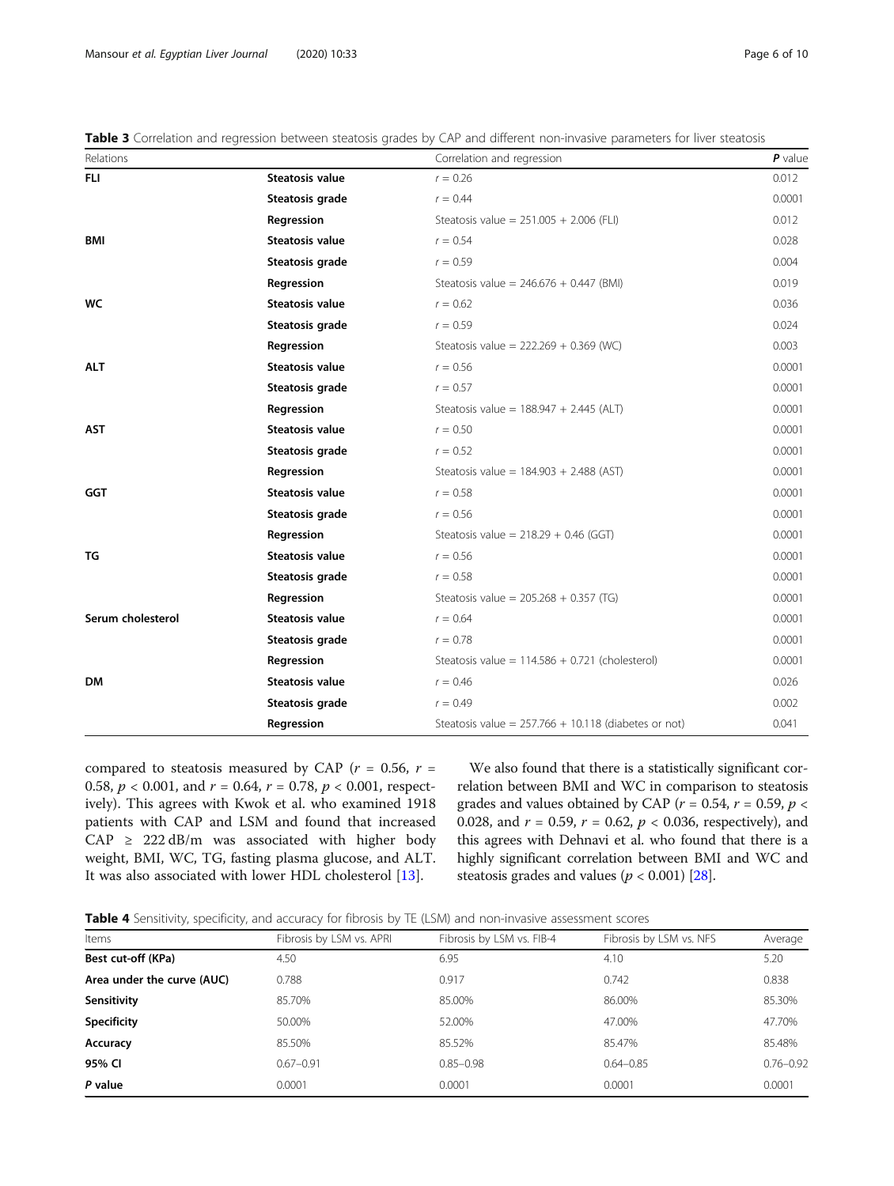**Table 3** Correlation and regression between steatosis grades by CAP and different non-invasive parameters for liver steatosis

| Relations | | Correlation and regression | *P* value |
|---|---|---|---|
| **FLI** | **Steatosis value** | $r = 0.26$ | 0.012 |
| | **Steatosis grade** | $r = 0.44$ | 0.0001 |
| | **Regression** | Steatosis value = 251.005 + 2.006 (FLI) | 0.012 |
| **BMI** | **Steatosis value** | $r = 0.54$ | 0.028 |
| | **Steatosis grade** | $r = 0.59$ | 0.004 |
| | **Regression** | Steatosis value = 246.676 + 0.447 (BMI) | 0.019 |
| **WC** | **Steatosis value** | $r = 0.62$ | 0.036 |
| | **Steatosis grade** | $r = 0.59$ | 0.024 |
| | **Regression** | Steatosis value = 222.269 + 0.369 (WC) | 0.003 |
| **ALT** | **Steatosis value** | $r = 0.56$ | 0.0001 |
| | **Steatosis grade** | $r = 0.57$ | 0.0001 |
| | **Regression** | Steatosis value = 188.947 + 2.445 (ALT) | 0.0001 |
| **AST** | **Steatosis value** | $r = 0.50$ | 0.0001 |
| | **Steatosis grade** | $r = 0.52$ | 0.0001 |
| | **Regression** | Steatosis value = 184.903 + 2.488 (AST) | 0.0001 |
| **GGT** | **Steatosis value** | $r = 0.58$ | 0.0001 |
| | **Steatosis grade** | $r = 0.56$ | 0.0001 |
| | **Regression** | Steatosis value = 218.29 + 0.46 (GGT) | 0.0001 |
| **TG** | **Steatosis value** | $r = 0.56$ | 0.0001 |
| | **Steatosis grade** | $r = 0.58$ | 0.0001 |
| | **Regression** | Steatosis value = 205.268 + 0.357 (TG) | 0.0001 |
| **Serum cholesterol** | **Steatosis value** | $r = 0.64$ | 0.0001 |
| | **Steatosis grade** | $r = 0.78$ | 0.0001 |
| | **Regression** | Steatosis value = 114.586 + 0.721 (cholesterol) | 0.0001 |
| **DM** | **Steatosis value** | $r = 0.46$ | 0.026 |
| | **Steatosis grade** | $r = 0.49$ | 0.002 |
| | **Regression** | Steatosis value = 257.766 + 10.118 (diabetes or not) | 0.041 |

compared to steatosis measured by CAP ($r = 0.56$, $r = 0.58$, $p < 0.001$, and $r = 0.64$, $r = 0.78$, $p < 0.001$, respectively). This agrees with Kwok et al. who examined 1918 patients with CAP and LSM and found that increased CAP $\geq$ 222 dB/m was associated with higher body weight, BMI, WC, TG, fasting plasma glucose, and ALT. It was also associated with lower HDL cholesterol [13].

We also found that there is a statistically significant correlation between BMI and WC in comparison to steatosis grades and values obtained by CAP ($r = 0.54$, $r = 0.59$, $p < 0.028$, and $r = 0.59$, $r = 0.62$, $p < 0.036$, respectively), and this agrees with Dehnavi et al. who found that there is a highly significant correlation between BMI and WC and steatosis grades and values ($p < 0.001$) [28].

**Table 4** Sensitivity, specificity, and accuracy for fibrosis by TE (LSM) and non-invasive assessment scores

| Items | Fibrosis by LSM vs. APRI | Fibrosis by LSM vs. FIB-4 | Fibrosis by LSM vs. NFS | Average |
|---|---|---|---|---|
| **Best cut-off (KPa)** | 4.50 | 6.95 | 4.10 | 5.20 |
| **Area under the curve (AUC)** | 0.788 | 0.917 | 0.742 | 0.838 |
| **Sensitivity** | 85.70% | 85.00% | 86.00% | 85.30% |
| **Specificity** | 50.00% | 52.00% | 47.00% | 47.70% |
| **Accuracy** | 85.50% | 85.52% | 85.47% | 85.48% |
| **95% CI** | 0.67–0.91 | 0.85–0.98 | 0.64–0.85 | 0.76–0.92 |
| ***P* value** | 0.0001 | 0.0001 | 0.0001 | 0.0001 |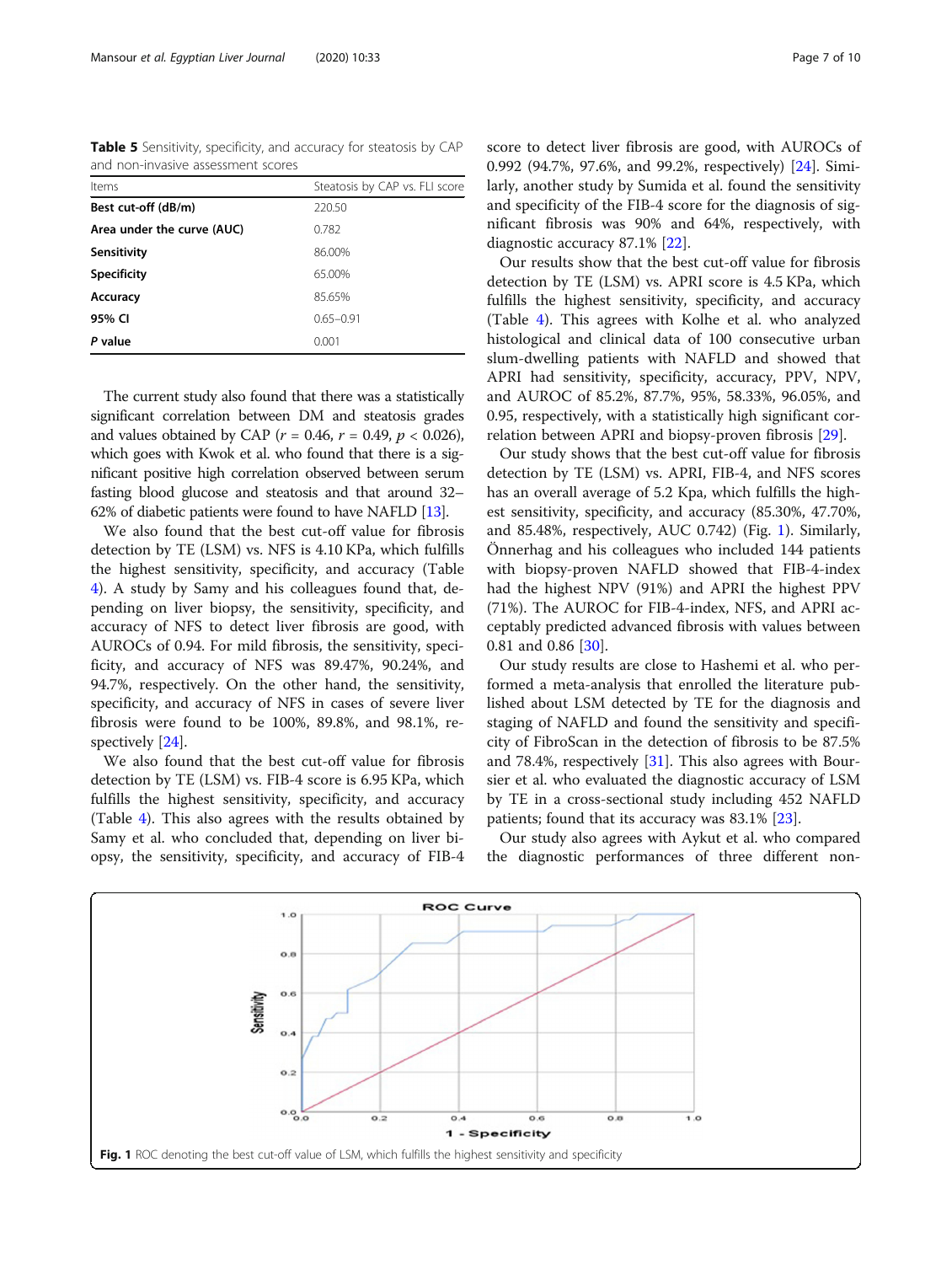**Table 5** Sensitivity, specificity, and accuracy for steatosis by CAP and non-invasive assessment scores

| Items | Steatosis by CAP vs. FLI score |
|---|---|
| **Best cut-off (dB/m)** | 220.50 |
| **Area under the curve (AUC)** | 0.782 |
| **Sensitivity** | 86.00% |
| **Specificity** | 65.00% |
| **Accuracy** | 85.65% |
| **95% CI** | 0.65–0.91 |
| ***P* value** | 0.001 |

The current study also found that there was a statistically significant correlation between DM and steatosis grades and values obtained by CAP ($r = 0.46$, $r = 0.49$, $p < 0.026$), which goes with Kwok et al. who found that there is a significant positive high correlation observed between serum fasting blood glucose and steatosis and that around 32–62% of diabetic patients were found to have NAFLD [13].

We also found that the best cut-off value for fibrosis detection by TE (LSM) vs. NFS is 4.10 KPa, which fulfills the highest sensitivity, specificity, and accuracy (Table 4). A study by Samy and his colleagues found that, depending on liver biopsy, the sensitivity, specificity, and accuracy of NFS to detect liver fibrosis are good, with AUROCs of 0.94. For mild fibrosis, the sensitivity, specificity, and accuracy of NFS was 89.47%, 90.24%, and 94.7%, respectively. On the other hand, the sensitivity, specificity, and accuracy of NFS in cases of severe liver fibrosis were found to be 100%, 89.8%, and 98.1%, respectively [24].

We also found that the best cut-off value for fibrosis detection by TE (LSM) vs. FIB-4 score is 6.95 KPa, which fulfills the highest sensitivity, specificity, and accuracy (Table 4). This also agrees with the results obtained by Samy et al. who concluded that, depending on liver biopsy, the sensitivity, specificity, and accuracy of FIB-4 score to detect liver fibrosis are good, with AUROCs of 0.992 (94.7%, 97.6%, and 99.2%, respectively) [24]. Similarly, another study by Sumida et al. found the sensitivity and specificity of the FIB-4 score for the diagnosis of significant fibrosis was 90% and 64%, respectively, with diagnostic accuracy 87.1% [22].

Our results show that the best cut-off value for fibrosis detection by TE (LSM) vs. APRI score is 4.5 KPa, which fulfills the highest sensitivity, specificity, and accuracy (Table 4). This agrees with Kolhe et al. who analyzed histological and clinical data of 100 consecutive urban slum-dwelling patients with NAFLD and showed that APRI had sensitivity, specificity, accuracy, PPV, NPV, and AUROC of 85.2%, 87.7%, 95%, 58.33%, 96.05%, and 0.95, respectively, with a statistically high significant correlation between APRI and biopsy-proven fibrosis [29].

Our study shows that the best cut-off value for fibrosis detection by TE (LSM) vs. APRI, FIB-4, and NFS scores has an overall average of 5.2 Kpa, which fulfills the highest sensitivity, specificity, and accuracy (85.30%, 47.70%, and 85.48%, respectively, AUC 0.742) (Fig. 1). Similarly, Önnerhag and his colleagues who included 144 patients with biopsy-proven NAFLD showed that FIB-4-index had the highest NPV (91%) and APRI the highest PPV (71%). The AUROC for FIB-4-index, NFS, and APRI acceptably predicted advanced fibrosis with values between 0.81 and 0.86 [30].

Our study results are close to Hashemi et al. who performed a meta-analysis that enrolled the literature published about LSM detected by TE for the diagnosis and staging of NAFLD and found the sensitivity and specificity of FibroScan in the detection of fibrosis to be 87.5% and 78.4%, respectively [31]. This also agrees with Boursier et al. who evaluated the diagnostic accuracy of LSM by TE in a cross-sectional study including 452 NAFLD patients; found that its accuracy was 83.1% [23].

Our study also agrees with Aykut et al. who compared the diagnostic performances of three different non-

**Fig. 1** ROC denoting the best cut-off value of LSM, which fulfills the highest sensitivity and specificity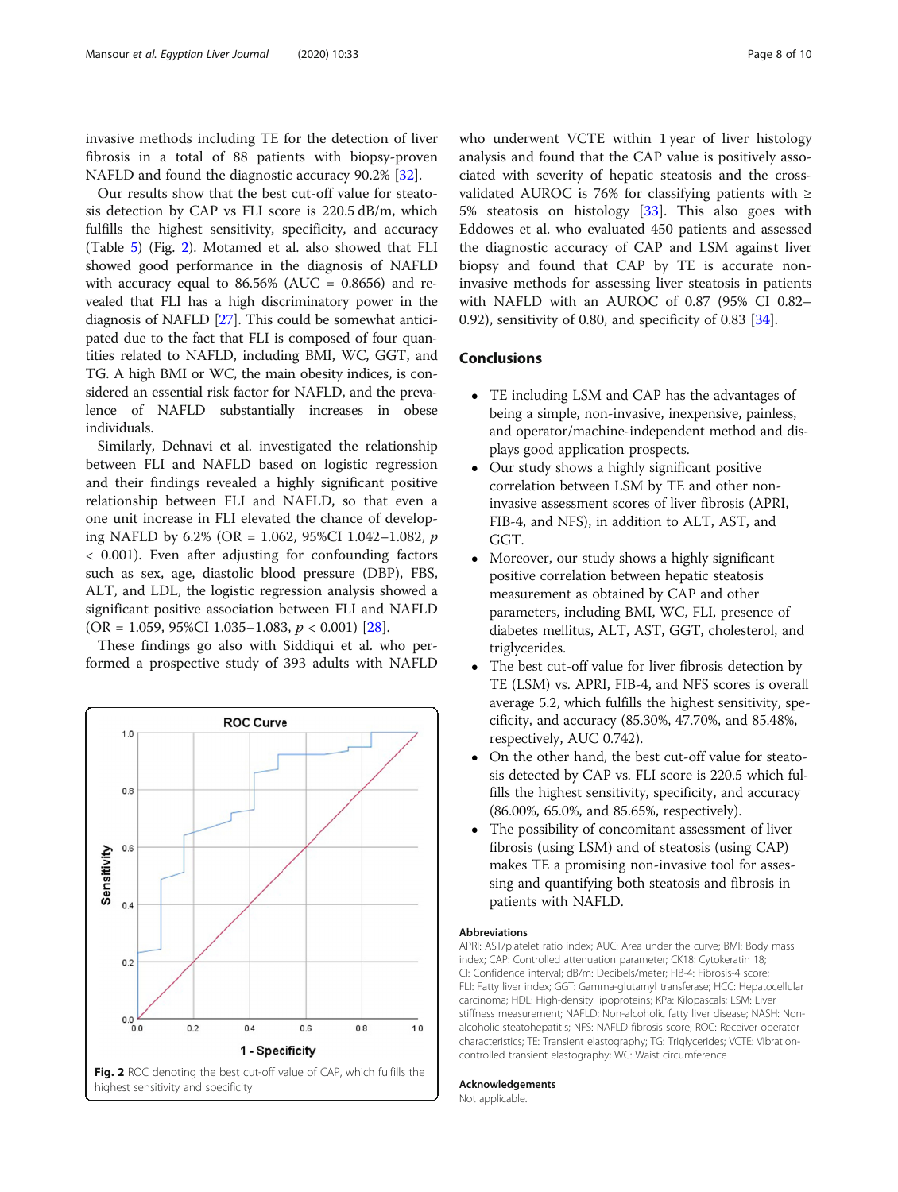invasive methods including TE for the detection of liver fibrosis in a total of 88 patients with biopsy-proven NAFLD and found the diagnostic accuracy 90.2% [32].

Our results show that the best cut-off value for steatosis detection by CAP vs FLI score is 220.5 dB/m, which fulfills the highest sensitivity, specificity, and accuracy (Table 5) (Fig. 2). Motamed et al. also showed that FLI showed good performance in the diagnosis of NAFLD with accuracy equal to 86.56% (AUC = 0.8656) and revealed that FLI has a high discriminatory power in the diagnosis of NAFLD [27]. This could be somewhat anticipated due to the fact that FLI is composed of four quantities related to NAFLD, including BMI, WC, GGT, and TG. A high BMI or WC, the main obesity indices, is considered an essential risk factor for NAFLD, and the prevalence of NAFLD substantially increases in obese individuals.

Similarly, Dehnavi et al. investigated the relationship between FLI and NAFLD based on logistic regression and their findings revealed a highly significant positive relationship between FLI and NAFLD, so that even a one unit increase in FLI elevated the chance of developing NAFLD by 6.2% (OR = 1.062, 95%CI 1.042–1.082, $p < 0.001$). Even after adjusting for confounding factors such as sex, age, diastolic blood pressure (DBP), FBS, ALT, and LDL, the logistic regression analysis showed a significant positive association between FLI and NAFLD (OR = 1.059, 95%CI 1.035–1.083, $p < 0.001$) [28].

These findings go also with Siddiqui et al. who performed a prospective study of 393 adults with NAFLD who underwent VCTE within 1 year of liver histology analysis and found that the CAP value is positively associated with severity of hepatic steatosis and the cross-validated AUROC is 76% for classifying patients with ≥ 5% steatosis on histology [33]. This also goes with Eddowes et al. who evaluated 450 patients and assessed the diagnostic accuracy of CAP and LSM against liver biopsy and found that CAP by TE is accurate non-invasive methods for assessing liver steatosis in patients with NAFLD with an AUROC of 0.87 (95% CI 0.82–0.92), sensitivity of 0.80, and specificity of 0.83 [34].

**Fig. 2** ROC denoting the best cut-off value of CAP, which fulfills the highest sensitivity and specificity

## Conclusions

- TE including LSM and CAP has the advantages of being a simple, non-invasive, inexpensive, painless, and operator/machine-independent method and displays good application prospects.
- Our study shows a highly significant positive correlation between LSM by TE and other non-invasive assessment scores of liver fibrosis (APRI, FIB-4, and NFS), in addition to ALT, AST, and GGT.
- Moreover, our study shows a highly significant positive correlation between hepatic steatosis measurement as obtained by CAP and other parameters, including BMI, WC, FLI, presence of diabetes mellitus, ALT, AST, GGT, cholesterol, and triglycerides.
- The best cut-off value for liver fibrosis detection by TE (LSM) vs. APRI, FIB-4, and NFS scores is overall average 5.2, which fulfills the highest sensitivity, specificity, and accuracy (85.30%, 47.70%, and 85.48%, respectively, AUC 0.742).
- On the other hand, the best cut-off value for steatosis detected by CAP vs. FLI score is 220.5 which fulfills the highest sensitivity, specificity, and accuracy (86.00%, 65.0%, and 85.65%, respectively).
- The possibility of concomitant assessment of liver fibrosis (using LSM) and of steatosis (using CAP) makes TE a promising non-invasive tool for assessing and quantifying both steatosis and fibrosis in patients with NAFLD.

### Abbreviations

APRI: AST/platelet ratio index; AUC: Area under the curve; BMI: Body mass index; CAP: Controlled attenuation parameter; CK18: Cytokeratin 18; CI: Confidence interval; dB/m: Decibels/meter; FIB-4: Fibrosis-4 score; FLI: Fatty liver index; GGT: Gamma-glutamyl transferase; HCC: Hepatocellular carcinoma; HDL: High-density lipoproteins; KPa: Kilopascals; LSM: Liver stiffness measurement; NAFLD: Non-alcoholic fatty liver disease; NASH: Non-alcoholic steatohepatitis; NFS: NAFLD fibrosis score; ROC: Receiver operator characteristics; TE: Transient elastography; TG: Triglycerides; VCTE: Vibration-controlled transient elastography; WC: Waist circumference

### Acknowledgements

Not applicable.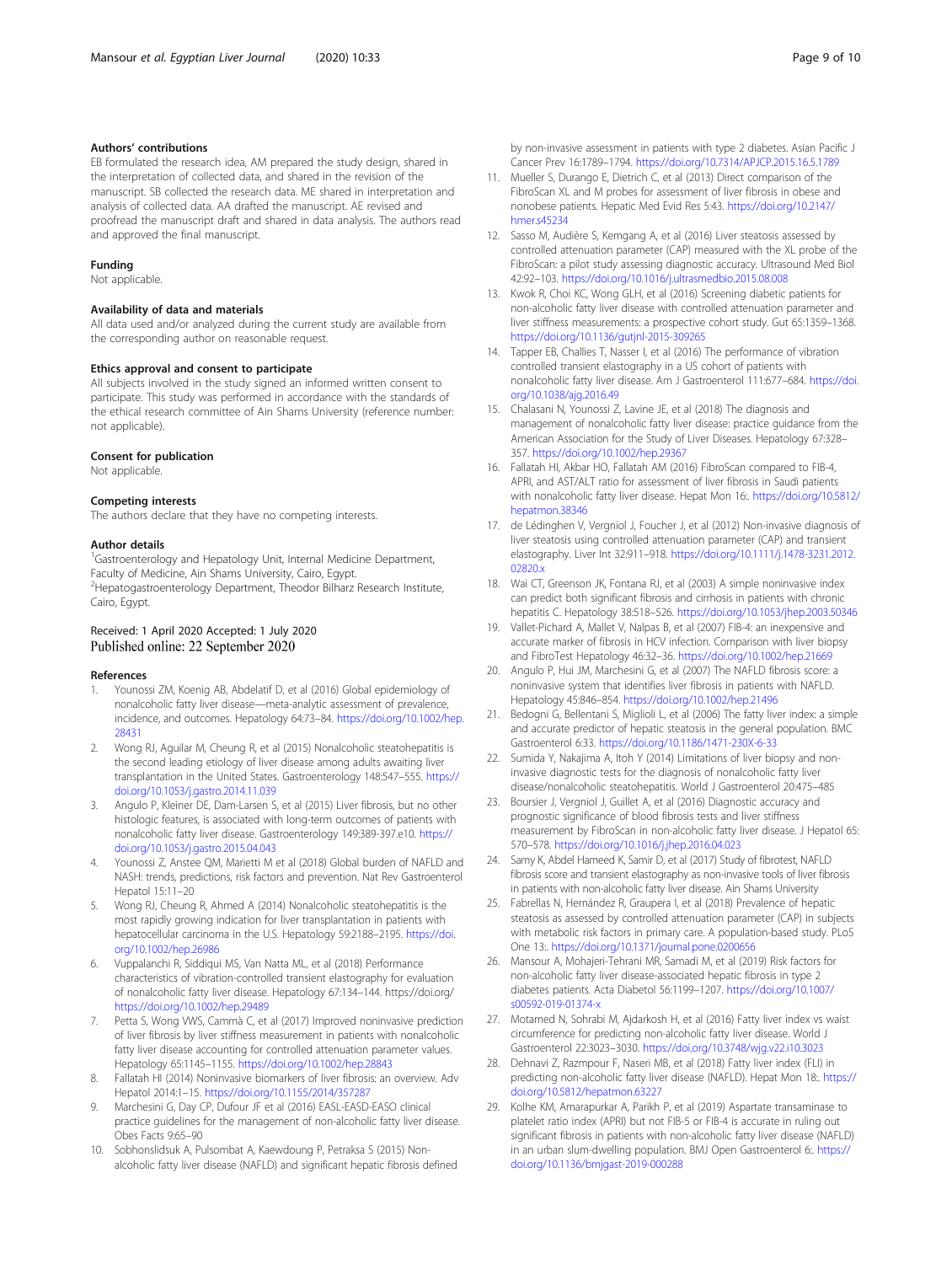### Authors' contributions

EB formulated the research idea, AM prepared the study design, shared in the interpretation of collected data, and shared in the revision of the manuscript. SB collected the research data. ME shared in interpretation and analysis of collected data. AA drafted the manuscript. AE revised and proofread the manuscript draft and shared in data analysis. The authors read and approved the final manuscript.

### Funding

Not applicable.

### Availability of data and materials

All data used and/or analyzed during the current study are available from the corresponding author on reasonable request.

### Ethics approval and consent to participate

All subjects involved in the study signed an informed written consent to participate. This study was performed in accordance with the standards of the ethical research committee of Ain Shams University (reference number: not applicable).

### Consent for publication

Not applicable.

### Competing interests

The authors declare that they have no competing interests.

### Author details

[1]Gastroenterology and Hepatology Unit, Internal Medicine Department, Faculty of Medicine, Ain Shams University, Cairo, Egypt. [2]Hepatogastroenterology Department, Theodor Bilharz Research Institute, Cairo, Egypt.

Received: 1 April 2020 Accepted: 1 July 2020
Published online: 22 September 2020

### References

1. Younossi ZM, Koenig AB, Abdelatif D, et al (2016) Global epidemiology of nonalcoholic fatty liver disease—meta-analytic assessment of prevalence, incidence, and outcomes. Hepatology 64:73–84. https://doi.org/10.1002/hep.28431
2. Wong RJ, Aguilar M, Cheung R, et al (2015) Nonalcoholic steatohepatitis is the second leading etiology of liver disease among adults awaiting liver transplantation in the United States. Gastroenterology 148:547–555. https://doi.org/10.1053/j.gastro.2014.11.039
3. Angulo P, Kleiner DE, Dam-Larsen S, et al (2015) Liver fibrosis, but no other histologic features, is associated with long-term outcomes of patients with nonalcoholic fatty liver disease. Gastroenterology 149:389-397.e10. https://doi.org/10.1053/j.gastro.2015.04.043
4. Younossi Z, Anstee QM, Marietti M et al (2018) Global burden of NAFLD and NASH: trends, predictions, risk factors and prevention. Nat Rev Gastroenterol Hepatol 15:11–20
5. Wong RJ, Cheung R, Ahmed A (2014) Nonalcoholic steatohepatitis is the most rapidly growing indication for liver transplantation in patients with hepatocellular carcinoma in the U.S. Hepatology 59:2188–2195. https://doi.org/10.1002/hep.26986
6. Vuppalanchi R, Siddiqui MS, Van Natta ML, et al (2018) Performance characteristics of vibration-controlled transient elastography for evaluation of nonalcoholic fatty liver disease. Hepatology 67:134–144. https://doi.org/https://doi.org/10.1002/hep.29489
7. Petta S, Wong VWS, Cammà C, et al (2017) Improved noninvasive prediction of liver fibrosis by liver stiffness measurement in patients with nonalcoholic fatty liver disease accounting for controlled attenuation parameter values. Hepatology 65:1145–1155. https://doi.org/10.1002/hep.28843
8. Fallatah HI (2014) Noninvasive biomarkers of liver fibrosis: an overview. Adv Hepatol 2014:1–15. https://doi.org/10.1155/2014/357287
9. Marchesini G, Day CP, Dufour JF et al (2016) EASL-EASD-EASO clinical practice guidelines for the management of non-alcoholic fatty liver disease. Obes Facts 9:65–90
10. Sobhonslidsuk A, Pulsombat A, Kaewdoung P, Petraksa S (2015) Non-alcoholic fatty liver disease (NAFLD) and significant hepatic fibrosis defined by non-invasive assessment in patients with type 2 diabetes. Asian Pacific J Cancer Prev 16:1789–1794. https://doi.org/10.7314/APJCP.2015.16.5.1789
11. Mueller S, Durango E, Dietrich C, et al (2013) Direct comparison of the FibroScan XL and M probes for assessment of liver fibrosis in obese and nonobese patients. Hepatic Med Evid Res 5:43. https://doi.org/10.2147/hmer.s45234
12. Sasso M, Audière S, Kemgang A, et al (2016) Liver steatosis assessed by controlled attenuation parameter (CAP) measured with the XL probe of the FibroScan: a pilot study assessing diagnostic accuracy. Ultrasound Med Biol 42:92–103. https://doi.org/10.1016/j.ultrasmedbio.2015.08.008
13. Kwok R, Choi KC, Wong GLH, et al (2016) Screening diabetic patients for non-alcoholic fatty liver disease with controlled attenuation parameter and liver stiffness measurements: a prospective cohort study. Gut 65:1359–1368. https://doi.org/10.1136/gutjnl-2015-309265
14. Tapper EB, Challies T, Nasser I, et al (2016) The performance of vibration controlled transient elastography in a US cohort of patients with nonalcoholic fatty liver disease. Am J Gastroenterol 111:677–684. https://doi.org/10.1038/ajg.2016.49
15. Chalasani N, Younossi Z, Lavine JE, et al (2018) The diagnosis and management of nonalcoholic fatty liver disease: practice guidance from the American Association for the Study of Liver Diseases. Hepatology 67:328–357. https://doi.org/10.1002/hep.29367
16. Fallatah HI, Akbar HO, Fallatah AM (2016) FibroScan compared to FIB-4, APRI, and AST/ALT ratio for assessment of liver fibrosis in Saudi patients with nonalcoholic fatty liver disease. Hepat Mon 16:. https://doi.org/10.5812/hepatmon.38346
17. de Lédinghen V, Vergniol J, Foucher J, et al (2012) Non-invasive diagnosis of liver steatosis using controlled attenuation parameter (CAP) and transient elastography. Liver Int 32:911–918. https://doi.org/10.1111/j.1478-3231.2012.02820.x
18. Wai CT, Greenson JK, Fontana RJ, et al (2003) A simple noninvasive index can predict both significant fibrosis and cirrhosis in patients with chronic hepatitis C. Hepatology 38:518–526. https://doi.org/10.1053/jhep.2003.50346
19. Vallet-Pichard A, Mallet V, Nalpas B, et al (2007) FIB-4: an inexpensive and accurate marker of fibrosis in HCV infection. Comparison with liver biopsy and FibroTest Hepatology 46:32–36. https://doi.org/10.1002/hep.21669
20. Angulo P, Hui JM, Marchesini G, et al (2007) The NAFLD fibrosis score: a noninvasive system that identifies liver fibrosis in patients with NAFLD. Hepatology 45:846–854. https://doi.org/10.1002/hep.21496
21. Bedogni G, Bellentani S, Miglioli L, et al (2006) The fatty liver index: a simple and accurate predictor of hepatic steatosis in the general population. BMC Gastroenterol 6:33. https://doi.org/10.1186/1471-230X-6-33
22. Sumida Y, Nakajima A, Itoh Y (2014) Limitations of liver biopsy and non-invasive diagnostic tests for the diagnosis of nonalcoholic fatty liver disease/nonalcoholic steatohepatitis. World J Gastroenterol 20:475–485
23. Boursier J, Vergniol J, Guillet A, et al (2016) Diagnostic accuracy and prognostic significance of blood fibrosis tests and liver stiffness measurement by FibroScan in non-alcoholic fatty liver disease. J Hepatol 65: 570–578. https://doi.org/10.1016/j.jhep.2016.04.023
24. Samy K, Abdel Hameed K, Samir D, et al (2017) Study of fibrotest, NAFLD fibrosis score and transient elastography as non-invasive tools of liver fibrosis in patients with non-alcoholic fatty liver disease. Ain Shams University
25. Fabrellas N, Hernández R, Graupera I, et al (2018) Prevalence of hepatic steatosis as assessed by controlled attenuation parameter (CAP) in subjects with metabolic risk factors in primary care. A population-based study. PLoS One 13:. https://doi.org/10.1371/journal.pone.0200656
26. Mansour A, Mohajeri-Tehrani MR, Samadi M, et al (2019) Risk factors for non-alcoholic fatty liver disease-associated hepatic fibrosis in type 2 diabetes patients. Acta Diabetol 56:1199–1207. https://doi.org/10.1007/s00592-019-01374-x
27. Motamed N, Sohrabi M, Ajdarkosh H, et al (2016) Fatty liver index vs waist circumference for predicting non-alcoholic fatty liver disease. World J Gastroenterol 22:3023–3030. https://doi.org/10.3748/wjg.v22.i10.3023
28. Dehnavi Z, Razmpour F, Naseri MB, et al (2018) Fatty liver index (FLI) in predicting non-alcoholic fatty liver disease (NAFLD). Hepat Mon 18:. https://doi.org/10.5812/hepatmon.63227
29. Kolhe KM, Amarapurkar A, Parikh P, et al (2019) Aspartate transaminase to platelet ratio index (APRI) but not FIB-5 or FIB-4 is accurate in ruling out significant fibrosis in patients with non-alcoholic fatty liver disease (NAFLD) in an urban slum-dwelling population. BMJ Open Gastroenterol 6:. https://doi.org/10.1136/bmjgast-2019-000288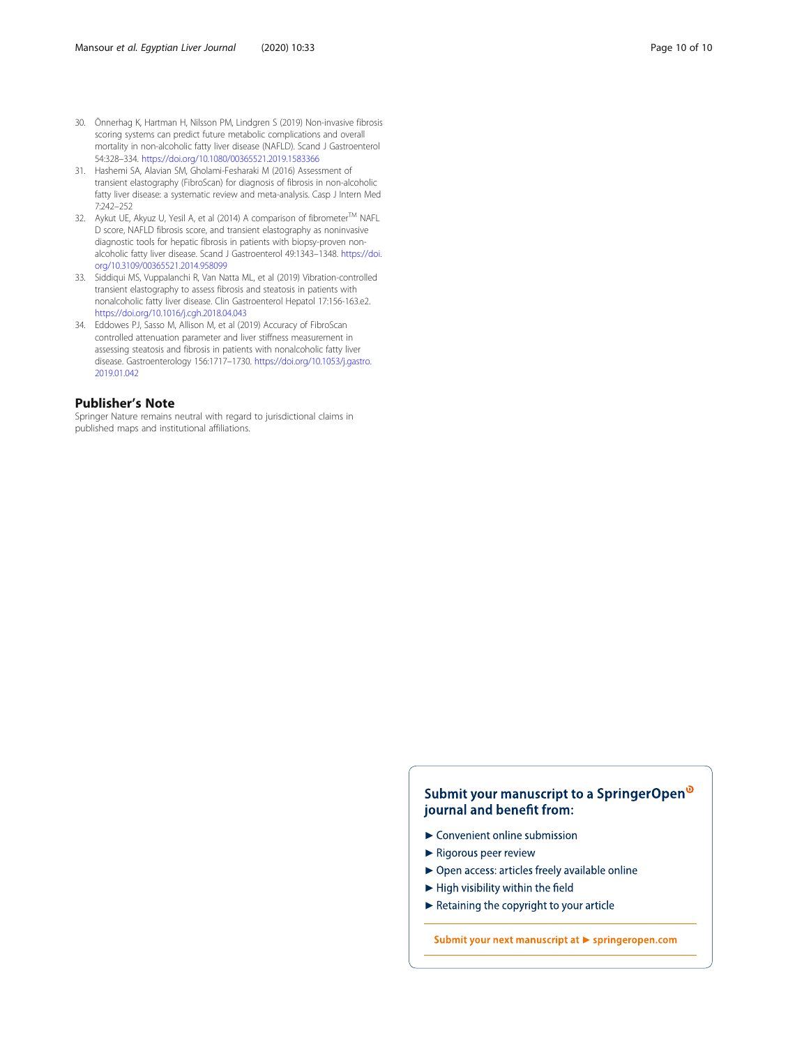30. Önnerhag K, Hartman H, Nilsson PM, Lindgren S (2019) Non-invasive fibrosis scoring systems can predict future metabolic complications and overall mortality in non-alcoholic fatty liver disease (NAFLD). Scand J Gastroenterol 54:328–334. https://doi.org/10.1080/00365521.2019.1583366
31. Hashemi SA, Alavian SM, Gholami-Fesharaki M (2016) Assessment of transient elastography (FibroScan) for diagnosis of fibrosis in non-alcoholic fatty liver disease: a systematic review and meta-analysis. Casp J Intern Med 7:242–252
32. Aykut UE, Akyuz U, Yesil A, et al (2014) A comparison of fibrometer™ NAFLD score, NAFLD fibrosis score, and transient elastography as noninvasive diagnostic tools for hepatic fibrosis in patients with biopsy-proven non-alcoholic fatty liver disease. Scand J Gastroenterol 49:1343–1348. https://doi.org/10.3109/00365521.2014.958099
33. Siddiqui MS, Vuppalanchi R, Van Natta ML, et al (2019) Vibration-controlled transient elastography to assess fibrosis and steatosis in patients with nonalcoholic fatty liver disease. Clin Gastroenterol Hepatol 17:156-163.e2. https://doi.org/10.1016/j.cgh.2018.04.043
34. Eddowes PJ, Sasso M, Allison M, et al (2019) Accuracy of FibroScan controlled attenuation parameter and liver stiffness measurement in assessing steatosis and fibrosis in patients with nonalcoholic fatty liver disease. Gastroenterology 156:1717–1730. https://doi.org/10.1053/j.gastro.2019.01.042

## Publisher's Note

Springer Nature remains neutral with regard to jurisdictional claims in published maps and institutional affiliations.

**Submit your manuscript to a SpringerOpen journal and benefit from:**

- ► Convenient online submission
- ► Rigorous peer review
- ► Open access: articles freely available online
- ► High visibility within the field
- ► Retaining the copyright to your article

**Submit your next manuscript at ► springeropen.com**